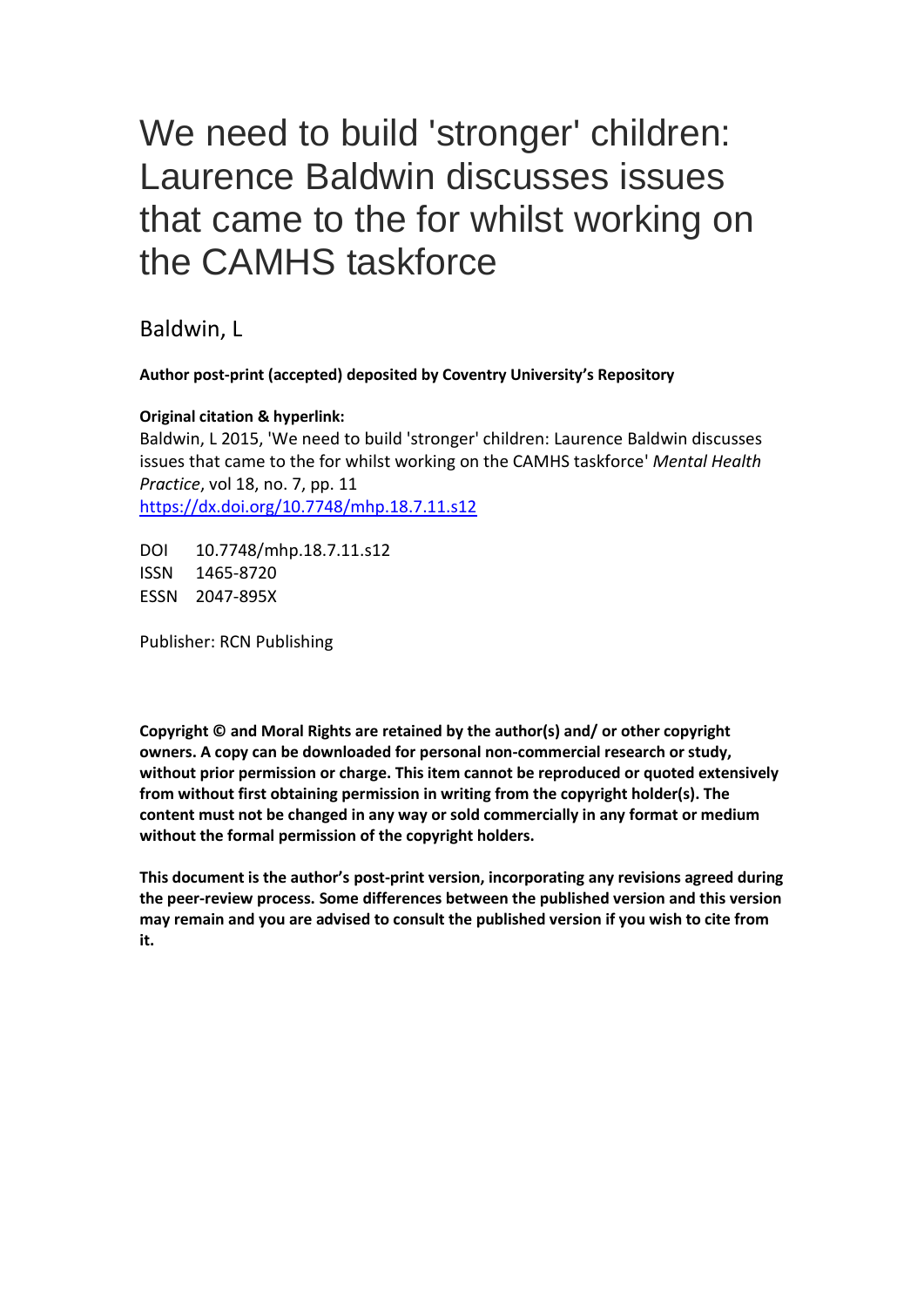# We need to build 'stronger' children: Laurence Baldwin discusses issues that came to the for whilst working on the CAMHS taskforce

Baldwin, L

**Author post-print (accepted) deposited by Coventry University's Repository**

**Original citation & hyperlink:**
Baldwin, L 2015, 'We need to build 'stronger' children: Laurence Baldwin discusses issues that came to the for whilst working on the CAMHS taskforce' *Mental Health Practice*, vol 18, no. 7, pp. 11
https://dx.doi.org/10.7748/mhp.18.7.11.s12

DOI 10.7748/mhp.18.7.11.s12
ISSN 1465-8720
ESSN 2047-895X

Publisher: RCN Publishing

**Copyright © and Moral Rights are retained by the author(s) and/ or other copyright owners. A copy can be downloaded for personal non-commercial research or study, without prior permission or charge. This item cannot be reproduced or quoted extensively from without first obtaining permission in writing from the copyright holder(s). The content must not be changed in any way or sold commercially in any format or medium without the formal permission of the copyright holders.**

**This document is the author's post-print version, incorporating any revisions agreed during the peer-review process. Some differences between the published version and this version may remain and you are advised to consult the published version if you wish to cite from it.**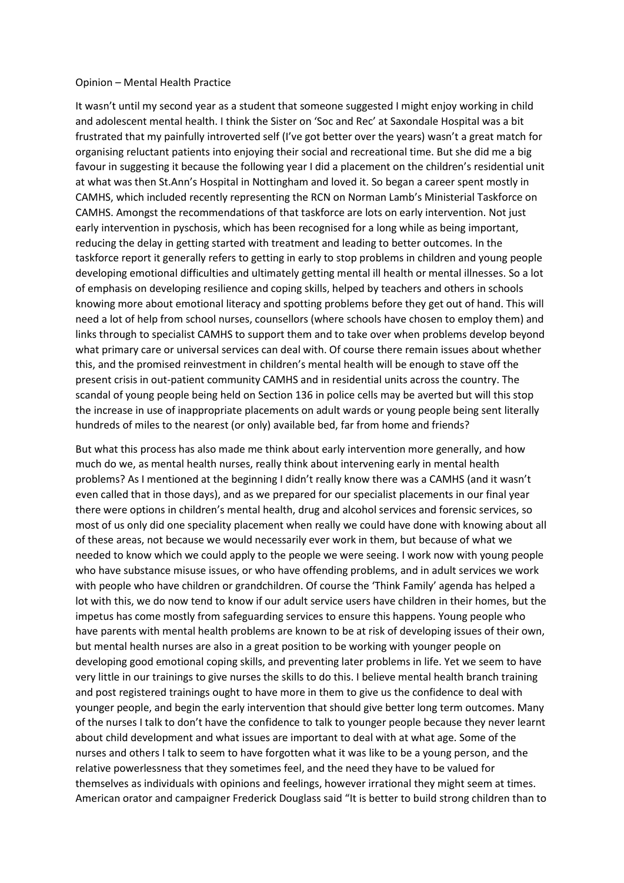Opinion – Mental Health Practice

It wasn't until my second year as a student that someone suggested I might enjoy working in child and adolescent mental health. I think the Sister on 'Soc and Rec' at Saxondale Hospital was a bit frustrated that my painfully introverted self (I've got better over the years) wasn't a great match for organising reluctant patients into enjoying their social and recreational time. But she did me a big favour in suggesting it because the following year I did a placement on the children's residential unit at what was then St.Ann's Hospital in Nottingham and loved it. So began a career spent mostly in CAMHS, which included recently representing the RCN on Norman Lamb's Ministerial Taskforce on CAMHS. Amongst the recommendations of that taskforce are lots on early intervention. Not just early intervention in pyschosis, which has been recognised for a long while as being important, reducing the delay in getting started with treatment and leading to better outcomes. In the taskforce report it generally refers to getting in early to stop problems in children and young people developing emotional difficulties and ultimately getting mental ill health or mental illnesses. So a lot of emphasis on developing resilience and coping skills, helped by teachers and others in schools knowing more about emotional literacy and spotting problems before they get out of hand. This will need a lot of help from school nurses, counsellors (where schools have chosen to employ them) and links through to specialist CAMHS to support them and to take over when problems develop beyond what primary care or universal services can deal with. Of course there remain issues about whether this, and the promised reinvestment in children's mental health will be enough to stave off the present crisis in out-patient community CAMHS and in residential units across the country. The scandal of young people being held on Section 136 in police cells may be averted but will this stop the increase in use of inappropriate placements on adult wards or young people being sent literally hundreds of miles to the nearest (or only) available bed, far from home and friends?

But what this process has also made me think about early intervention more generally, and how much do we, as mental health nurses, really think about intervening early in mental health problems? As I mentioned at the beginning I didn't really know there was a CAMHS (and it wasn't even called that in those days), and as we prepared for our specialist placements in our final year there were options in children's mental health, drug and alcohol services and forensic services, so most of us only did one speciality placement when really we could have done with knowing about all of these areas, not because we would necessarily ever work in them, but because of what we needed to know which we could apply to the people we were seeing. I work now with young people who have substance misuse issues, or who have offending problems, and in adult services we work with people who have children or grandchildren. Of course the 'Think Family' agenda has helped a lot with this, we do now tend to know if our adult service users have children in their homes, but the impetus has come mostly from safeguarding services to ensure this happens. Young people who have parents with mental health problems are known to be at risk of developing issues of their own, but mental health nurses are also in a great position to be working with younger people on developing good emotional coping skills, and preventing later problems in life. Yet we seem to have very little in our trainings to give nurses the skills to do this. I believe mental health branch training and post registered trainings ought to have more in them to give us the confidence to deal with younger people, and begin the early intervention that should give better long term outcomes. Many of the nurses I talk to don't have the confidence to talk to younger people because they never learnt about child development and what issues are important to deal with at what age. Some of the nurses and others I talk to seem to have forgotten what it was like to be a young person, and the relative powerlessness that they sometimes feel, and the need they have to be valued for themselves as individuals with opinions and feelings, however irrational they might seem at times. American orator and campaigner Frederick Douglass said "It is better to build strong children than to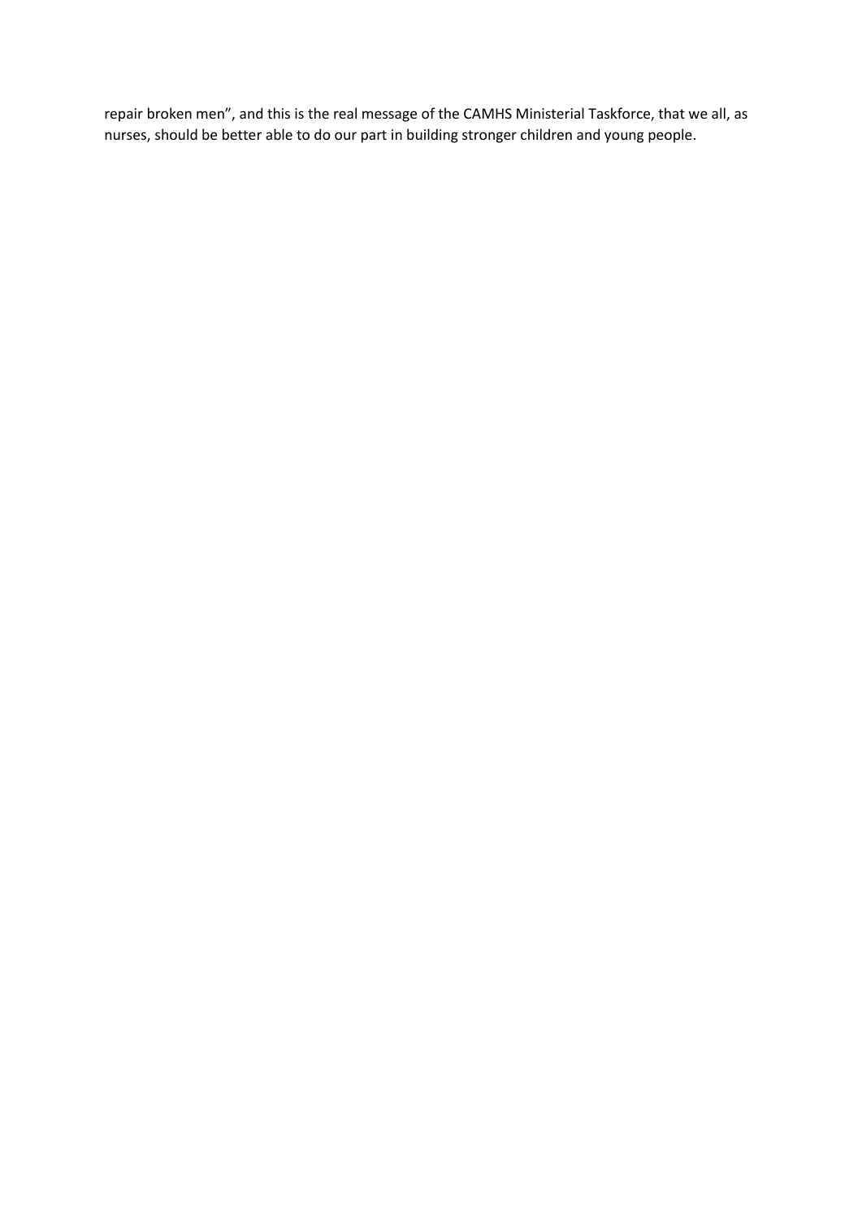repair broken men", and this is the real message of the CAMHS Ministerial Taskforce, that we all, as nurses, should be better able to do our part in building stronger children and young people.